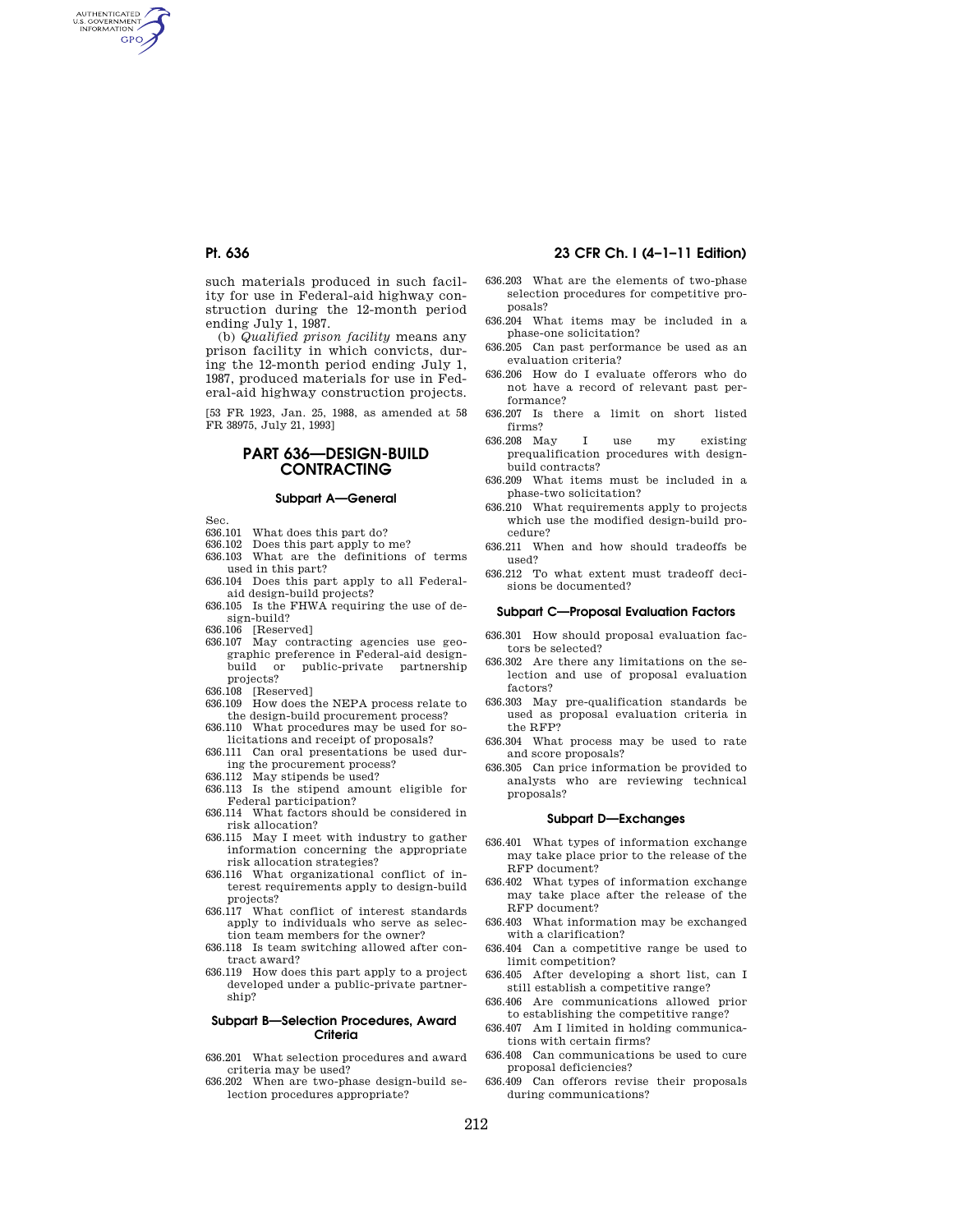such materials produced in such facility for use in Federal-aid highway construction during the 12-month period ending July 1, 1987.

(b) *Qualified prison facility* means any prison facility in which convicts, during the 12-month period ending July 1, 1987, produced materials for use in Federal-aid highway construction projects.

[53 FR 1923, Jan. 25, 1988, as amended at 58 FR 38975, July 21, 1993]

# PART 636—DESIGN-BUILD CONTRACTING

## Subpart A—General

Sec.

636.101 What does this part do?
636.102 Does this part apply to me?
636.103 What are the definitions of terms used in this part?
636.104 Does this part apply to all Federal-aid design-build projects?
636.105 Is the FHWA requiring the use of design-build?
636.106 [Reserved]
636.107 May contracting agencies use geographic preference in Federal-aid design-build or public-private partnership projects?
636.108 [Reserved]
636.109 How does the NEPA process relate to the design-build procurement process?
636.110 What procedures may be used for solicitations and receipt of proposals?
636.111 Can oral presentations be used during the procurement process?
636.112 May stipends be used?
636.113 Is the stipend amount eligible for Federal participation?
636.114 What factors should be considered in risk allocation?
636.115 May I meet with industry to gather information concerning the appropriate risk allocation strategies?
636.116 What organizational conflict of interest requirements apply to design-build projects?
636.117 What conflict of interest standards apply to individuals who serve as selection team members for the owner?
636.118 Is team switching allowed after contract award?
636.119 How does this part apply to a project developed under a public-private partnership?

## Subpart B—Selection Procedures, Award Criteria

636.201 What selection procedures and award criteria may be used?
636.202 When are two-phase design-build selection procedures appropriate?
636.203 What are the elements of two-phase selection procedures for competitive proposals?
636.204 What items may be included in a phase-one solicitation?
636.205 Can past performance be used as an evaluation criteria?
636.206 How do I evaluate offerors who do not have a record of relevant past performance?
636.207 Is there a limit on short listed firms?
636.208 May I use my existing prequalification procedures with design-build contracts?
636.209 What items must be included in a phase-two solicitation?
636.210 What requirements apply to projects which use the modified design-build procedure?
636.211 When and how should tradeoffs be used?
636.212 To what extent must tradeoff decisions be documented?

## Subpart C—Proposal Evaluation Factors

636.301 How should proposal evaluation factors be selected?
636.302 Are there any limitations on the selection and use of proposal evaluation factors?
636.303 May pre-qualification standards be used as proposal evaluation criteria in the RFP?
636.304 What process may be used to rate and score proposals?
636.305 Can price information be provided to analysts who are reviewing technical proposals?

## Subpart D—Exchanges

636.401 What types of information exchange may take place prior to the release of the RFP document?
636.402 What types of information exchange may take place after the release of the RFP document?
636.403 What information may be exchanged with a clarification?
636.404 Can a competitive range be used to limit competition?
636.405 After developing a short list, can I still establish a competitive range?
636.406 Are communications allowed prior to establishing the competitive range?
636.407 Am I limited in holding communications with certain firms?
636.408 Can communications be used to cure proposal deficiencies?
636.409 Can offerors revise their proposals during communications?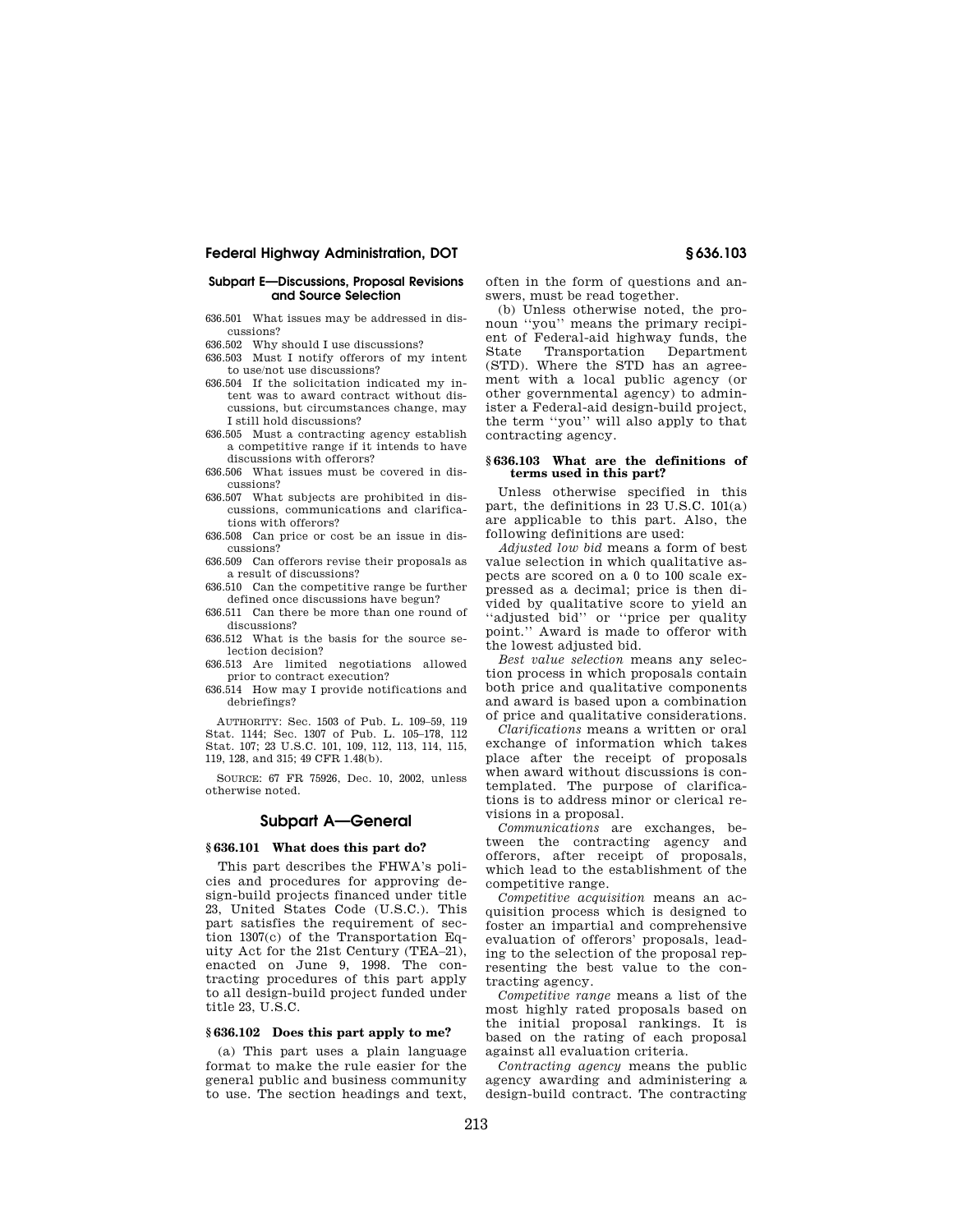### Subpart E—Discussions, Proposal Revisions and Source Selection

636.501 What issues may be addressed in discussions?

636.502 Why should I use discussions?

636.503 Must I notify offerors of my intent to use/not use discussions?

636.504 If the solicitation indicated my intent was to award contract without discussions, but circumstances change, may I still hold discussions?

636.505 Must a contracting agency establish a competitive range if it intends to have discussions with offerors?

636.506 What issues must be covered in discussions?

636.507 What subjects are prohibited in discussions, communications and clarifications with offerors?

636.508 Can price or cost be an issue in discussions?

636.509 Can offerors revise their proposals as a result of discussions?

636.510 Can the competitive range be further defined once discussions have begun?

636.511 Can there be more than one round of discussions?

636.512 What is the basis for the source selection decision?

636.513 Are limited negotiations allowed prior to contract execution?

636.514 How may I provide notifications and debriefings?

AUTHORITY: Sec. 1503 of Pub. L. 109–59, 119 Stat. 1144; Sec. 1307 of Pub. L. 105–178, 112 Stat. 107; 23 U.S.C. 101, 109, 112, 113, 114, 115, 119, 128, and 315; 49 CFR 1.48(b).

SOURCE: 67 FR 75926, Dec. 10, 2002, unless otherwise noted.

## Subpart A—General

### § 636.101 What does this part do?

This part describes the FHWA's policies and procedures for approving design-build projects financed under title 23, United States Code (U.S.C.). This part satisfies the requirement of section 1307(c) of the Transportation Equity Act for the 21st Century (TEA–21), enacted on June 9, 1998. The contracting procedures of this part apply to all design-build project funded under title 23, U.S.C.

### § 636.102 Does this part apply to me?

(a) This part uses a plain language format to make the rule easier for the general public and business community to use. The section headings and text, often in the form of questions and answers, must be read together.

(b) Unless otherwise noted, the pronoun ''you'' means the primary recipient of Federal-aid highway funds, the State Transportation Department (STD). Where the STD has an agreement with a local public agency (or other governmental agency) to administer a Federal-aid design-build project, the term ''you'' will also apply to that contracting agency.

### § 636.103 What are the definitions of terms used in this part?

Unless otherwise specified in this part, the definitions in 23 U.S.C. 101(a) are applicable to this part. Also, the following definitions are used:

*Adjusted low bid* means a form of best value selection in which qualitative aspects are scored on a 0 to 100 scale expressed as a decimal; price is then divided by qualitative score to yield an ''adjusted bid'' or ''price per quality point.'' Award is made to offeror with the lowest adjusted bid.

*Best value selection* means any selection process in which proposals contain both price and qualitative components and award is based upon a combination of price and qualitative considerations.

*Clarifications* means a written or oral exchange of information which takes place after the receipt of proposals when award without discussions is contemplated. The purpose of clarifications is to address minor or clerical revisions in a proposal.

*Communications* are exchanges, between the contracting agency and offerors, after receipt of proposals, which lead to the establishment of the competitive range.

*Competitive acquisition* means an acquisition process which is designed to foster an impartial and comprehensive evaluation of offerors' proposals, leading to the selection of the proposal representing the best value to the contracting agency.

*Competitive range* means a list of the most highly rated proposals based on the initial proposal rankings. It is based on the rating of each proposal against all evaluation criteria.

*Contracting agency* means the public agency awarding and administering a design-build contract. The contracting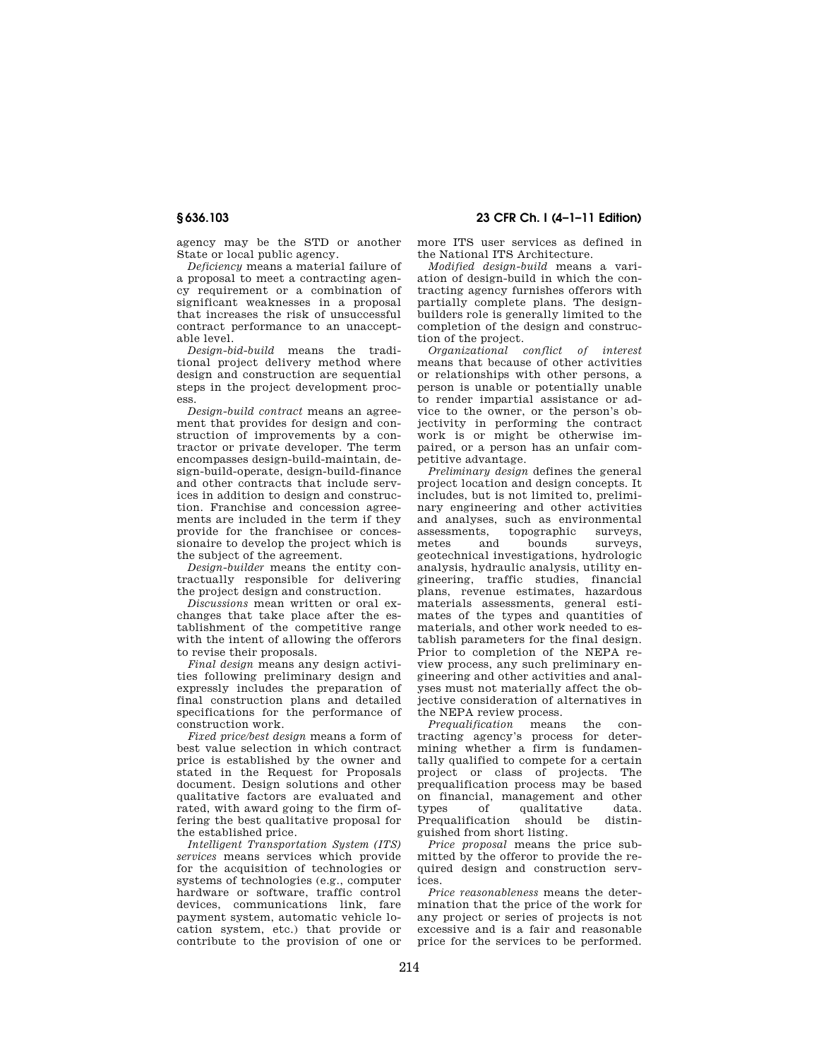agency may be the STD or another State or local public agency.

*Deficiency* means a material failure of a proposal to meet a contracting agency requirement or a combination of significant weaknesses in a proposal that increases the risk of unsuccessful contract performance to an unacceptable level.

*Design-bid-build* means the traditional project delivery method where design and construction are sequential steps in the project development process.

*Design-build contract* means an agreement that provides for design and construction of improvements by a contractor or private developer. The term encompasses design-build-maintain, design-build-operate, design-build-finance and other contracts that include services in addition to design and construction. Franchise and concession agreements are included in the term if they provide for the franchisee or concessionaire to develop the project which is the subject of the agreement.

*Design-builder* means the entity contractually responsible for delivering the project design and construction.

*Discussions* mean written or oral exchanges that take place after the establishment of the competitive range with the intent of allowing the offerors to revise their proposals.

*Final design* means any design activities following preliminary design and expressly includes the preparation of final construction plans and detailed specifications for the performance of construction work.

*Fixed price/best design* means a form of best value selection in which contract price is established by the owner and stated in the Request for Proposals document. Design solutions and other qualitative factors are evaluated and rated, with award going to the firm offering the best qualitative proposal for the established price.

*Intelligent Transportation System (ITS) services* means services which provide for the acquisition of technologies or systems of technologies (e.g., computer hardware or software, traffic control devices, communications link, fare payment system, automatic vehicle location system, etc.) that provide or contribute to the provision of one or more ITS user services as defined in the National ITS Architecture.

*Modified design-build* means a variation of design-build in which the contracting agency furnishes offerors with partially complete plans. The design-builders role is generally limited to the completion of the design and construction of the project.

*Organizational conflict of interest* means that because of other activities or relationships with other persons, a person is unable or potentially unable to render impartial assistance or advice to the owner, or the person's objectivity in performing the contract work is or might be otherwise impaired, or a person has an unfair competitive advantage.

*Preliminary design* defines the general project location and design concepts. It includes, but is not limited to, preliminary engineering and other activities and analyses, such as environmental assessments, topographic surveys, metes and bounds surveys, geotechnical investigations, hydrologic analysis, hydraulic analysis, utility engineering, traffic studies, financial plans, revenue estimates, hazardous materials assessments, general estimates of the types and quantities of materials, and other work needed to establish parameters for the final design. Prior to completion of the NEPA review process, any such preliminary engineering and other activities and analyses must not materially affect the objective consideration of alternatives in the NEPA review process.

*Prequalification* means the contracting agency's process for determining whether a firm is fundamentally qualified to compete for a certain project or class of projects. The prequalification process may be based on financial, management and other types of qualitative data. Prequalification should be distinguished from short listing.

*Price proposal* means the price submitted by the offeror to provide the required design and construction services.

*Price reasonableness* means the determination that the price of the work for any project or series of projects is not excessive and is a fair and reasonable price for the services to be performed.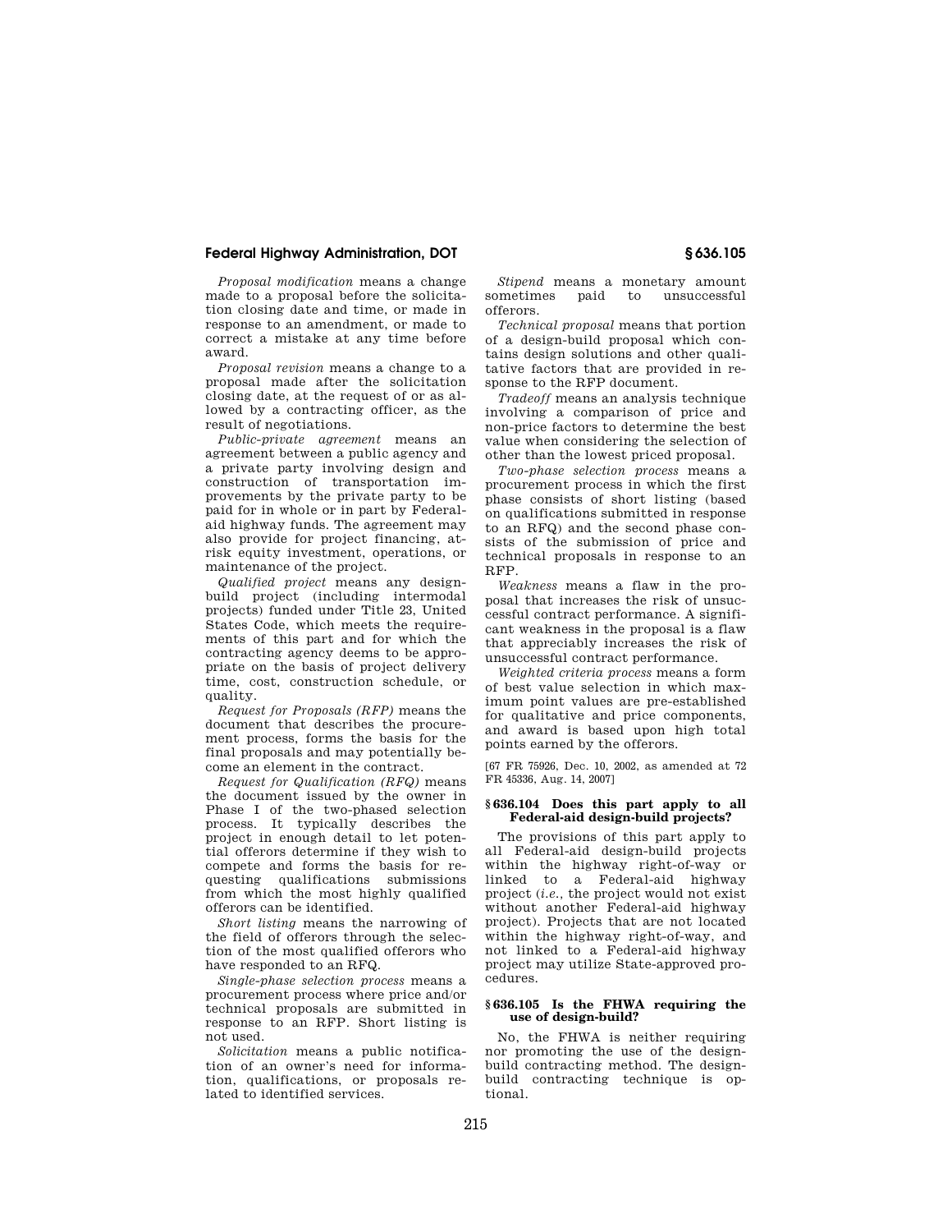*Proposal modification* means a change made to a proposal before the solicitation closing date and time, or made in response to an amendment, or made to correct a mistake at any time before award.

*Proposal revision* means a change to a proposal made after the solicitation closing date, at the request of or as allowed by a contracting officer, as the result of negotiations.

*Public-private agreement* means an agreement between a public agency and a private party involving design and construction of transportation improvements by the private party to be paid for in whole or in part by Federal-aid highway funds. The agreement may also provide for project financing, at-risk equity investment, operations, or maintenance of the project.

*Qualified project* means any design-build project (including intermodal projects) funded under Title 23, United States Code, which meets the requirements of this part and for which the contracting agency deems to be appropriate on the basis of project delivery time, cost, construction schedule, or quality.

*Request for Proposals (RFP)* means the document that describes the procurement process, forms the basis for the final proposals and may potentially become an element in the contract.

*Request for Qualification (RFQ)* means the document issued by the owner in Phase I of the two-phased selection process. It typically describes the project in enough detail to let potential offerors determine if they wish to compete and forms the basis for requesting qualifications submissions from which the most highly qualified offerors can be identified.

*Short listing* means the narrowing of the field of offerors through the selection of the most qualified offerors who have responded to an RFQ.

*Single-phase selection process* means a procurement process where price and/or technical proposals are submitted in response to an RFP. Short listing is not used.

*Solicitation* means a public notification of an owner's need for information, qualifications, or proposals related to identified services.

*Stipend* means a monetary amount sometimes paid to unsuccessful offerors.

*Technical proposal* means that portion of a design-build proposal which contains design solutions and other qualitative factors that are provided in response to the RFP document.

*Tradeoff* means an analysis technique involving a comparison of price and non-price factors to determine the best value when considering the selection of other than the lowest priced proposal.

*Two-phase selection process* means a procurement process in which the first phase consists of short listing (based on qualifications submitted in response to an RFQ) and the second phase consists of the submission of price and technical proposals in response to an RFP.

*Weakness* means a flaw in the proposal that increases the risk of unsuccessful contract performance. A significant weakness in the proposal is a flaw that appreciably increases the risk of unsuccessful contract performance.

*Weighted criteria process* means a form of best value selection in which maximum point values are pre-established for qualitative and price components, and award is based upon high total points earned by the offerors.

[67 FR 75926, Dec. 10, 2002, as amended at 72 FR 45336, Aug. 14, 2007]

### § 636.104 Does this part apply to all Federal-aid design-build projects?

The provisions of this part apply to all Federal-aid design-build projects within the highway right-of-way or linked to a Federal-aid highway project (*i.e.*, the project would not exist without another Federal-aid highway project). Projects that are not located within the highway right-of-way, and not linked to a Federal-aid highway project may utilize State-approved procedures.

### § 636.105 Is the FHWA requiring the use of design-build?

No, the FHWA is neither requiring nor promoting the use of the design-build contracting method. The design-build contracting technique is optional.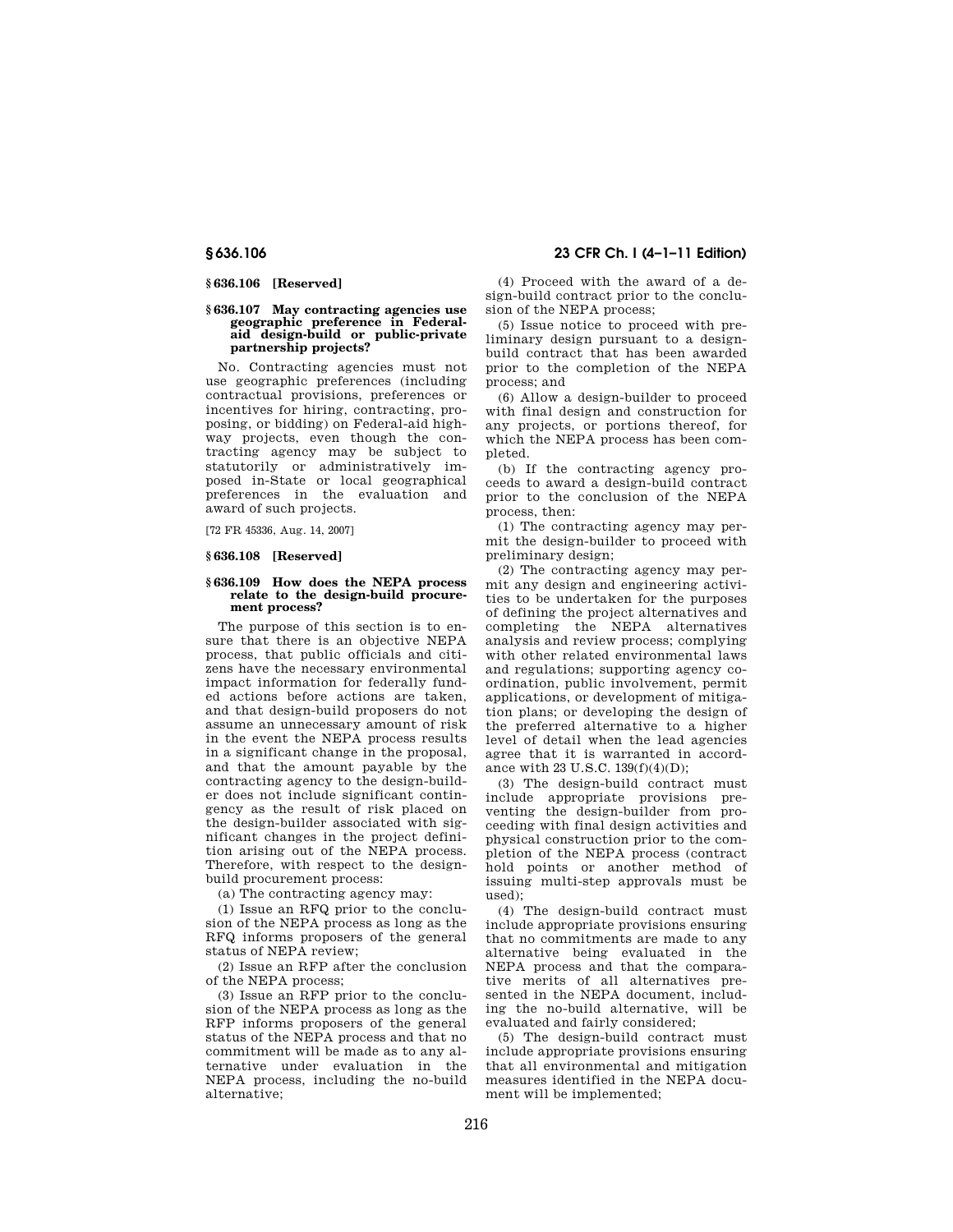### § 636.106 [Reserved]

### § 636.107 May contracting agencies use geographic preference in Federal-aid design-build or public-private partnership projects?

No. Contracting agencies must not use geographic preferences (including contractual provisions, preferences or incentives for hiring, contracting, proposing, or bidding) on Federal-aid highway projects, even though the contracting agency may be subject to statutorily or administratively imposed in-State or local geographical preferences in the evaluation and award of such projects.

[72 FR 45336, Aug. 14, 2007]

### § 636.108 [Reserved]

### § 636.109 How does the NEPA process relate to the design-build procurement process?

The purpose of this section is to ensure that there is an objective NEPA process, that public officials and citizens have the necessary environmental impact information for federally funded actions before actions are taken, and that design-build proposers do not assume an unnecessary amount of risk in the event the NEPA process results in a significant change in the proposal, and that the amount payable by the contracting agency to the design-builder does not include significant contingency as the result of risk placed on the design-builder associated with significant changes in the project definition arising out of the NEPA process. Therefore, with respect to the design-build procurement process:

(a) The contracting agency may:

(1) Issue an RFQ prior to the conclusion of the NEPA process as long as the RFQ informs proposers of the general status of NEPA review;

(2) Issue an RFP after the conclusion of the NEPA process;

(3) Issue an RFP prior to the conclusion of the NEPA process as long as the RFP informs proposers of the general status of the NEPA process and that no commitment will be made as to any alternative under evaluation in the NEPA process, including the no-build alternative;

(4) Proceed with the award of a design-build contract prior to the conclusion of the NEPA process;

(5) Issue notice to proceed with preliminary design pursuant to a design-build contract that has been awarded prior to the completion of the NEPA process; and

(6) Allow a design-builder to proceed with final design and construction for any projects, or portions thereof, for which the NEPA process has been completed.

(b) If the contracting agency proceeds to award a design-build contract prior to the conclusion of the NEPA process, then:

(1) The contracting agency may permit the design-builder to proceed with preliminary design;

(2) The contracting agency may permit any design and engineering activities to be undertaken for the purposes of defining the project alternatives and completing the NEPA alternatives analysis and review process; complying with other related environmental laws and regulations; supporting agency coordination, public involvement, permit applications, or development of mitigation plans; or developing the design of the preferred alternative to a higher level of detail when the lead agencies agree that it is warranted in accordance with 23 U.S.C. 139(f)(4)(D);

(3) The design-build contract must include appropriate provisions preventing the design-builder from proceeding with final design activities and physical construction prior to the completion of the NEPA process (contract hold points or another method of issuing multi-step approvals must be used);

(4) The design-build contract must include appropriate provisions ensuring that no commitments are made to any alternative being evaluated in the NEPA process and that the comparative merits of all alternatives presented in the NEPA document, including the no-build alternative, will be evaluated and fairly considered;

(5) The design-build contract must include appropriate provisions ensuring that all environmental and mitigation measures identified in the NEPA document will be implemented;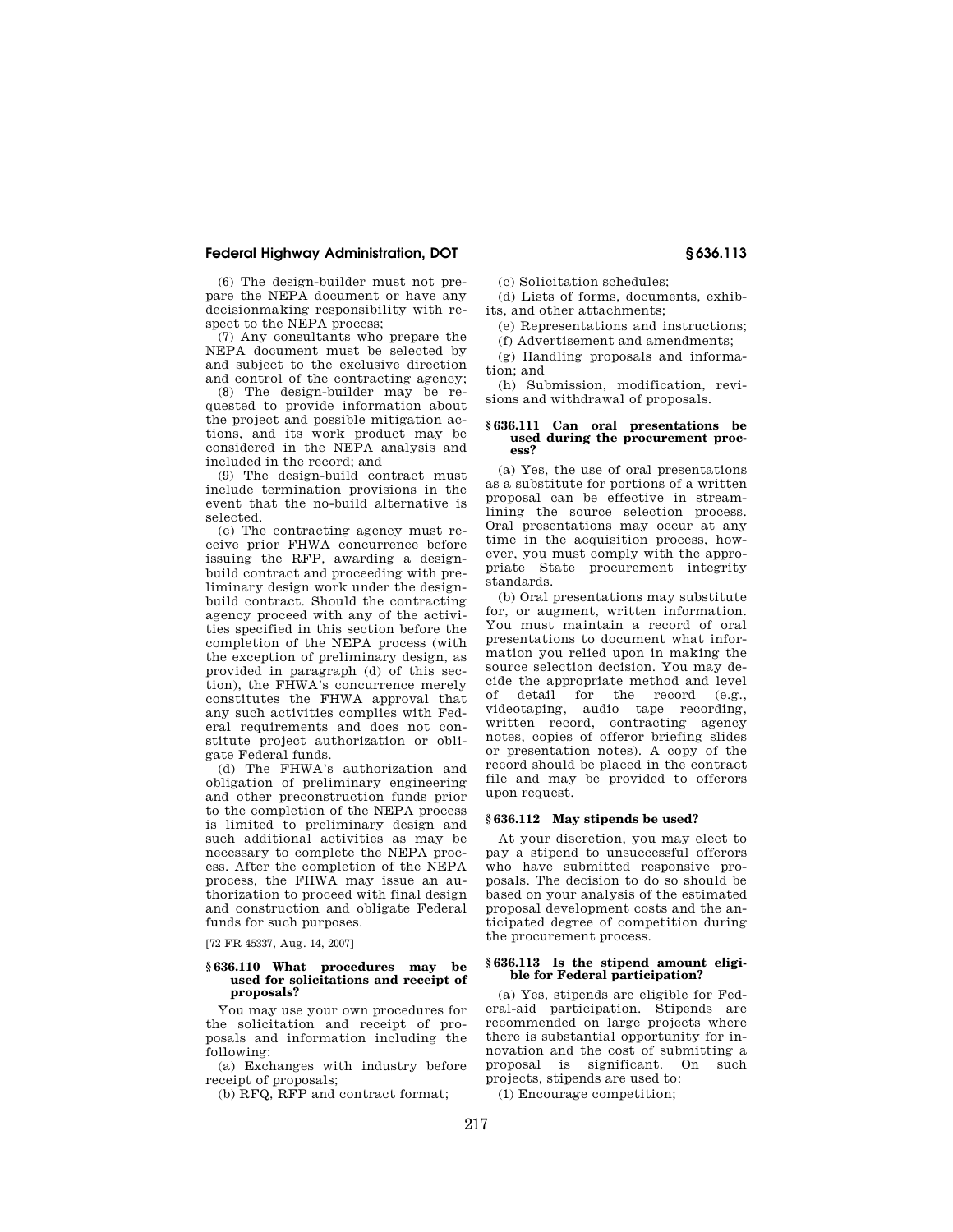(6) The design-builder must not prepare the NEPA document or have any decisionmaking responsibility with respect to the NEPA process;

(7) Any consultants who prepare the NEPA document must be selected by and subject to the exclusive direction and control of the contracting agency;

(8) The design-builder may be requested to provide information about the project and possible mitigation actions, and its work product may be considered in the NEPA analysis and included in the record; and

(9) The design-build contract must include termination provisions in the event that the no-build alternative is selected.

(c) The contracting agency must receive prior FHWA concurrence before issuing the RFP, awarding a design-build contract and proceeding with preliminary design work under the design-build contract. Should the contracting agency proceed with any of the activities specified in this section before the completion of the NEPA process (with the exception of preliminary design, as provided in paragraph (d) of this section), the FHWA's concurrence merely constitutes the FHWA approval that any such activities complies with Federal requirements and does not constitute project authorization or obligate Federal funds.

(d) The FHWA's authorization and obligation of preliminary engineering and other preconstruction funds prior to the completion of the NEPA process is limited to preliminary design and such additional activities as may be necessary to complete the NEPA process. After the completion of the NEPA process, the FHWA may issue an authorization to proceed with final design and construction and obligate Federal funds for such purposes.

[72 FR 45337, Aug. 14, 2007]

### § 636.110 What procedures may be used for solicitations and receipt of proposals?

You may use your own procedures for the solicitation and receipt of proposals and information including the following:

(a) Exchanges with industry before receipt of proposals;

(b) RFQ, RFP and contract format;

(c) Solicitation schedules;

(d) Lists of forms, documents, exhibits, and other attachments;

(e) Representations and instructions;

(f) Advertisement and amendments;

(g) Handling proposals and information; and

(h) Submission, modification, revisions and withdrawal of proposals.

### § 636.111 Can oral presentations be used during the procurement process?

(a) Yes, the use of oral presentations as a substitute for portions of a written proposal can be effective in streamlining the source selection process. Oral presentations may occur at any time in the acquisition process, however, you must comply with the appropriate State procurement integrity standards.

(b) Oral presentations may substitute for, or augment, written information. You must maintain a record of oral presentations to document what information you relied upon in making the source selection decision. You may decide the appropriate method and level of detail for the record (e.g., videotaping, audio tape recording, written record, contracting agency notes, copies of offeror briefing slides or presentation notes). A copy of the record should be placed in the contract file and may be provided to offerors upon request.

### § 636.112 May stipends be used?

At your discretion, you may elect to pay a stipend to unsuccessful offerors who have submitted responsive proposals. The decision to do so should be based on your analysis of the estimated proposal development costs and the anticipated degree of competition during the procurement process.

### § 636.113 Is the stipend amount eligible for Federal participation?

(a) Yes, stipends are eligible for Federal-aid participation. Stipends are recommended on large projects where there is substantial opportunity for innovation and the cost of submitting a proposal is significant. On such projects, stipends are used to:

(1) Encourage competition;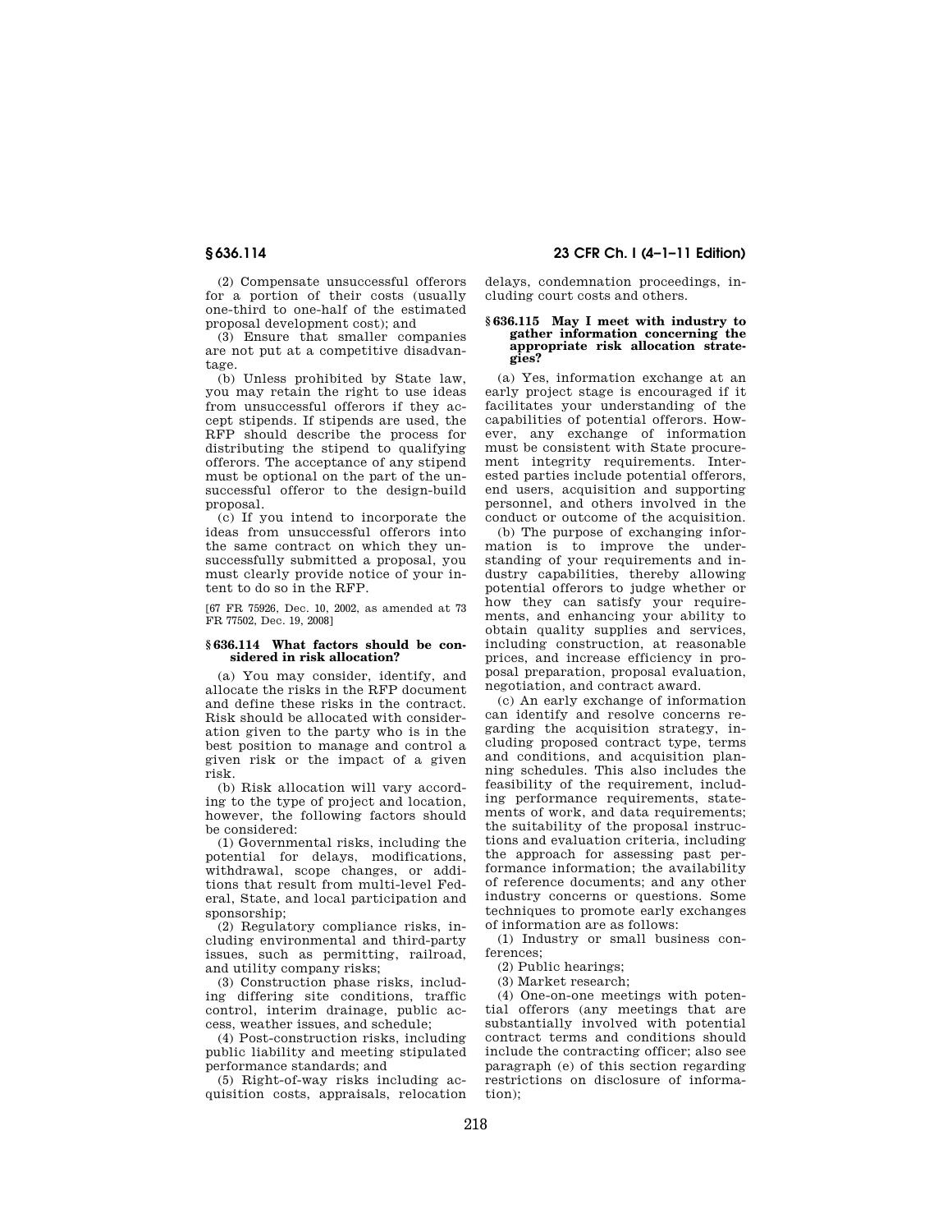(2) Compensate unsuccessful offerors for a portion of their costs (usually one-third to one-half of the estimated proposal development cost); and

(3) Ensure that smaller companies are not put at a competitive disadvantage.

(b) Unless prohibited by State law, you may retain the right to use ideas from unsuccessful offerors if they accept stipends. If stipends are used, the RFP should describe the process for distributing the stipend to qualifying offerors. The acceptance of any stipend must be optional on the part of the unsuccessful offeror to the design-build proposal.

(c) If you intend to incorporate the ideas from unsuccessful offerors into the same contract on which they unsuccessfully submitted a proposal, you must clearly provide notice of your intent to do so in the RFP.

[67 FR 75926, Dec. 10, 2002, as amended at 73 FR 77502, Dec. 19, 2008]

### § 636.114 What factors should be considered in risk allocation?

(a) You may consider, identify, and allocate the risks in the RFP document and define these risks in the contract. Risk should be allocated with consideration given to the party who is in the best position to manage and control a given risk or the impact of a given risk.

(b) Risk allocation will vary according to the type of project and location, however, the following factors should be considered:

(1) Governmental risks, including the potential for delays, modifications, withdrawal, scope changes, or additions that result from multi-level Federal, State, and local participation and sponsorship;

(2) Regulatory compliance risks, including environmental and third-party issues, such as permitting, railroad, and utility company risks;

(3) Construction phase risks, including differing site conditions, traffic control, interim drainage, public access, weather issues, and schedule;

(4) Post-construction risks, including public liability and meeting stipulated performance standards; and

(5) Right-of-way risks including acquisition costs, appraisals, relocation delays, condemnation proceedings, including court costs and others.

### § 636.115 May I meet with industry to gather information concerning the appropriate risk allocation strategies?

(a) Yes, information exchange at an early project stage is encouraged if it facilitates your understanding of the capabilities of potential offerors. However, any exchange of information must be consistent with State procurement integrity requirements. Interested parties include potential offerors, end users, acquisition and supporting personnel, and others involved in the conduct or outcome of the acquisition.

(b) The purpose of exchanging information is to improve the understanding of your requirements and industry capabilities, thereby allowing potential offerors to judge whether or how they can satisfy your requirements, and enhancing your ability to obtain quality supplies and services, including construction, at reasonable prices, and increase efficiency in proposal preparation, proposal evaluation, negotiation, and contract award.

(c) An early exchange of information can identify and resolve concerns regarding the acquisition strategy, including proposed contract type, terms and conditions, and acquisition planning schedules. This also includes the feasibility of the requirement, including performance requirements, statements of work, and data requirements; the suitability of the proposal instructions and evaluation criteria, including the approach for assessing past performance information; the availability of reference documents; and any other industry concerns or questions. Some techniques to promote early exchanges of information are as follows:

(1) Industry or small business conferences;

(2) Public hearings;

(3) Market research;

(4) One-on-one meetings with potential offerors (any meetings that are substantially involved with potential contract terms and conditions should include the contracting officer; also see paragraph (e) of this section regarding restrictions on disclosure of information);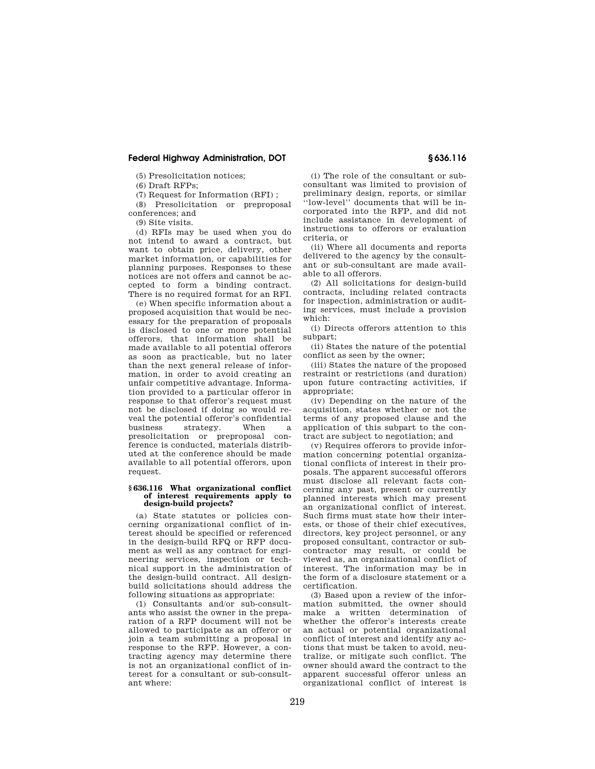(5) Presolicitation notices;

(6) Draft RFPs;

(7) Request for Information (RFI) ;

(8) Presolicitation or preproposal conferences; and

(9) Site visits.

(d) RFIs may be used when you do not intend to award a contract, but want to obtain price, delivery, other market information, or capabilities for planning purposes. Responses to these notices are not offers and cannot be accepted to form a binding contract. There is no required format for an RFI.

(e) When specific information about a proposed acquisition that would be necessary for the preparation of proposals is disclosed to one or more potential offerors, that information shall be made available to all potential offerors as soon as practicable, but no later than the next general release of information, in order to avoid creating an unfair competitive advantage. Information provided to a particular offeror in response to that offeror's request must not be disclosed if doing so would reveal the potential offeror's confidential business strategy. When a presolicitation or preproposal conference is conducted, materials distributed at the conference should be made available to all potential offerors, upon request.

### § 636.116 What organizational conflict of interest requirements apply to design-build projects?

(a) State statutes or policies concerning organizational conflict of interest should be specified or referenced in the design-build RFQ or RFP document as well as any contract for engineering services, inspection or technical support in the administration of the design-build contract. All design-build solicitations should address the following situations as appropriate:

(1) Consultants and/or sub-consultants who assist the owner in the preparation of a RFP document will not be allowed to participate as an offeror or join a team submitting a proposal in response to the RFP. However, a contracting agency may determine there is not an organizational conflict of interest for a consultant or sub-consultant where:

(i) The role of the consultant or sub-consultant was limited to provision of preliminary design, reports, or similar ''low-level'' documents that will be incorporated into the RFP, and did not include assistance in development of instructions to offerors or evaluation criteria, or

(ii) Where all documents and reports delivered to the agency by the consultant or sub-consultant are made available to all offerors.

(2) All solicitations for design-build contracts, including related contracts for inspection, administration or auditing services, must include a provision which:

(i) Directs offerors attention to this subpart;

(ii) States the nature of the potential conflict as seen by the owner;

(iii) States the nature of the proposed restraint or restrictions (and duration) upon future contracting activities, if appropriate;

(iv) Depending on the nature of the acquisition, states whether or not the terms of any proposed clause and the application of this subpart to the contract are subject to negotiation; and

(v) Requires offerors to provide information concerning potential organizational conflicts of interest in their proposals. The apparent successful offerors must disclose all relevant facts concerning any past, present or currently planned interests which may present an organizational conflict of interest. Such firms must state how their interests, or those of their chief executives, directors, key project personnel, or any proposed consultant, contractor or subcontractor may result, or could be viewed as, an organizational conflict of interest. The information may be in the form of a disclosure statement or a certification.

(3) Based upon a review of the information submitted, the owner should make a written determination of whether the offeror's interests create an actual or potential organizational conflict of interest and identify any actions that must be taken to avoid, neutralize, or mitigate such conflict. The owner should award the contract to the apparent successful offeror unless an organizational conflict of interest is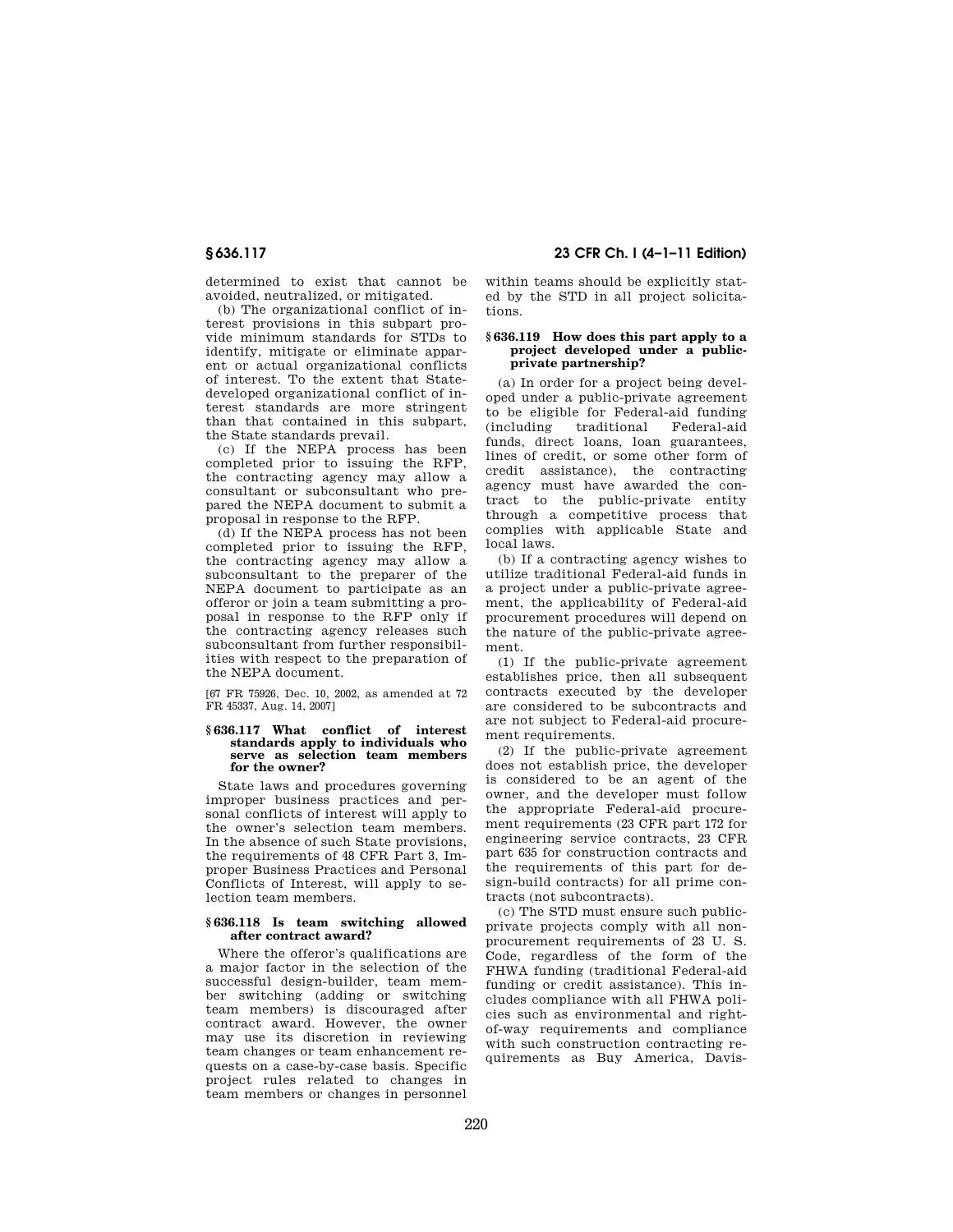determined to exist that cannot be avoided, neutralized, or mitigated.

(b) The organizational conflict of interest provisions in this subpart provide minimum standards for STDs to identify, mitigate or eliminate apparent or actual organizational conflicts of interest. To the extent that State-developed organizational conflict of interest standards are more stringent than that contained in this subpart, the State standards prevail.

(c) If the NEPA process has been completed prior to issuing the RFP, the contracting agency may allow a consultant or subconsultant who prepared the NEPA document to submit a proposal in response to the RFP.

(d) If the NEPA process has not been completed prior to issuing the RFP, the contracting agency may allow a subconsultant to the preparer of the NEPA document to participate as an offeror or join a team submitting a proposal in response to the RFP only if the contracting agency releases such subconsultant from further responsibilities with respect to the preparation of the NEPA document.

[67 FR 75926, Dec. 10, 2002, as amended at 72 FR 45337, Aug. 14, 2007]

### § 636.117 What conflict of interest standards apply to individuals who serve as selection team members for the owner?

State laws and procedures governing improper business practices and personal conflicts of interest will apply to the owner's selection team members. In the absence of such State provisions, the requirements of 48 CFR Part 3, Improper Business Practices and Personal Conflicts of Interest, will apply to selection team members.

### § 636.118 Is team switching allowed after contract award?

Where the offeror's qualifications are a major factor in the selection of the successful design-builder, team member switching (adding or switching team members) is discouraged after contract award. However, the owner may use its discretion in reviewing team changes or team enhancement requests on a case-by-case basis. Specific project rules related to changes in team members or changes in personnel within teams should be explicitly stated by the STD in all project solicitations.

### § 636.119 How does this part apply to a project developed under a public-private partnership?

(a) In order for a project being developed under a public-private agreement to be eligible for Federal-aid funding (including traditional Federal-aid funds, direct loans, loan guarantees, lines of credit, or some other form of credit assistance), the contracting agency must have awarded the contract to the public-private entity through a competitive process that complies with applicable State and local laws.

(b) If a contracting agency wishes to utilize traditional Federal-aid funds in a project under a public-private agreement, the applicability of Federal-aid procurement procedures will depend on the nature of the public-private agreement.

(1) If the public-private agreement establishes price, then all subsequent contracts executed by the developer are considered to be subcontracts and are not subject to Federal-aid procurement requirements.

(2) If the public-private agreement does not establish price, the developer is considered to be an agent of the owner, and the developer must follow the appropriate Federal-aid procurement requirements (23 CFR part 172 for engineering service contracts, 23 CFR part 635 for construction contracts and the requirements of this part for design-build contracts) for all prime contracts (not subcontracts).

(c) The STD must ensure such public-private projects comply with all non-procurement requirements of 23 U. S. Code, regardless of the form of the FHWA funding (traditional Federal-aid funding or credit assistance). This includes compliance with all FHWA policies such as environmental and right-of-way requirements and compliance with such construction contracting requirements as Buy America, Davis-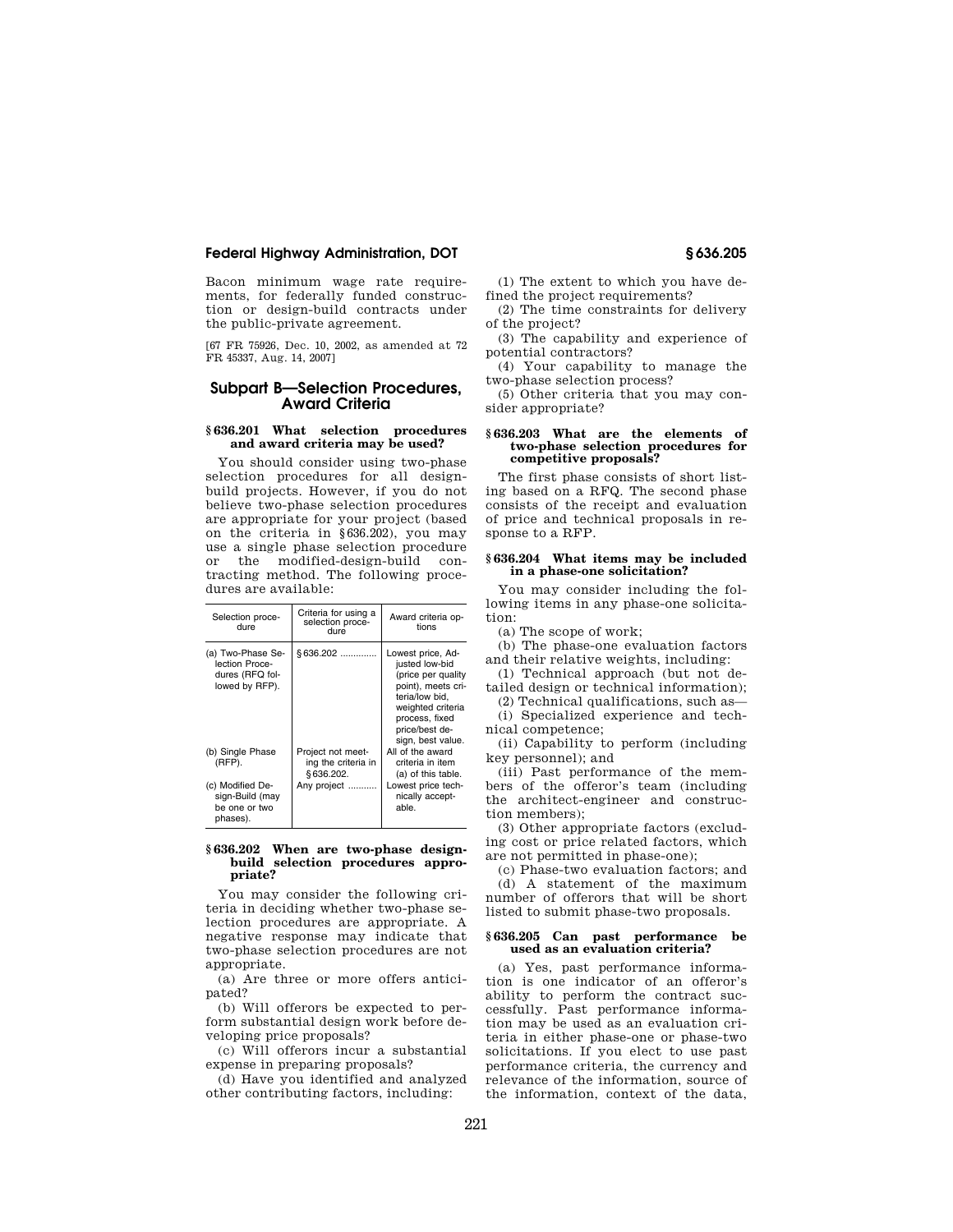Bacon minimum wage rate requirements, for federally funded construction or design-build contracts under the public-private agreement.

[67 FR 75926, Dec. 10, 2002, as amended at 72 FR 45337, Aug. 14, 2007]

## Subpart B—Selection Procedures, Award Criteria

### § 636.201 What selection procedures and award criteria may be used?

You should consider using two-phase selection procedures for all design-build projects. However, if you do not believe two-phase selection procedures are appropriate for your project (based on the criteria in § 636.202), you may use a single phase selection procedure or the modified-design-build contracting method. The following procedures are available:

| Selection procedure | Criteria for using a selection procedure | Award criteria options |
|---|---|---|
| (a) Two-Phase Selection Procedures (RFQ followed by RFP). | § 636.202 | Lowest price, Adjusted low-bid (price per quality point), meets criteria/low bid, weighted criteria process, fixed price/best design, best value. |
| (b) Single Phase (RFP). | Project not meeting the criteria in § 636.202. | All of the award criteria in item (a) of this table. |
| (c) Modified Design-Build (may be one or two phases). | Any project | Lowest price technically acceptable. |

### § 636.202 When are two-phase design-build selection procedures appropriate?

You may consider the following criteria in deciding whether two-phase selection procedures are appropriate. A negative response may indicate that two-phase selection procedures are not appropriate.

(a) Are three or more offers anticipated?

(b) Will offerors be expected to perform substantial design work before developing price proposals?

(c) Will offerors incur a substantial expense in preparing proposals?

(d) Have you identified and analyzed other contributing factors, including:

(1) The extent to which you have defined the project requirements?

(2) The time constraints for delivery of the project?

(3) The capability and experience of potential contractors?

(4) Your capability to manage the two-phase selection process?

(5) Other criteria that you may consider appropriate?

### § 636.203 What are the elements of two-phase selection procedures for competitive proposals?

The first phase consists of short listing based on a RFQ. The second phase consists of the receipt and evaluation of price and technical proposals in response to a RFP.

### § 636.204 What items may be included in a phase-one solicitation?

You may consider including the following items in any phase-one solicitation:

(a) The scope of work;

(b) The phase-one evaluation factors and their relative weights, including:

(1) Technical approach (but not detailed design or technical information);

(2) Technical qualifications, such as—

(i) Specialized experience and technical competence;

(ii) Capability to perform (including key personnel); and

(iii) Past performance of the members of the offeror's team (including the architect-engineer and construction members);

(3) Other appropriate factors (excluding cost or price related factors, which are not permitted in phase-one);

(c) Phase-two evaluation factors; and

(d) A statement of the maximum number of offerors that will be short listed to submit phase-two proposals.

### § 636.205 Can past performance be used as an evaluation criteria?

(a) Yes, past performance information is one indicator of an offeror's ability to perform the contract successfully. Past performance information may be used as an evaluation criteria in either phase-one or phase-two solicitations. If you elect to use past performance criteria, the currency and relevance of the information, source of the information, context of the data,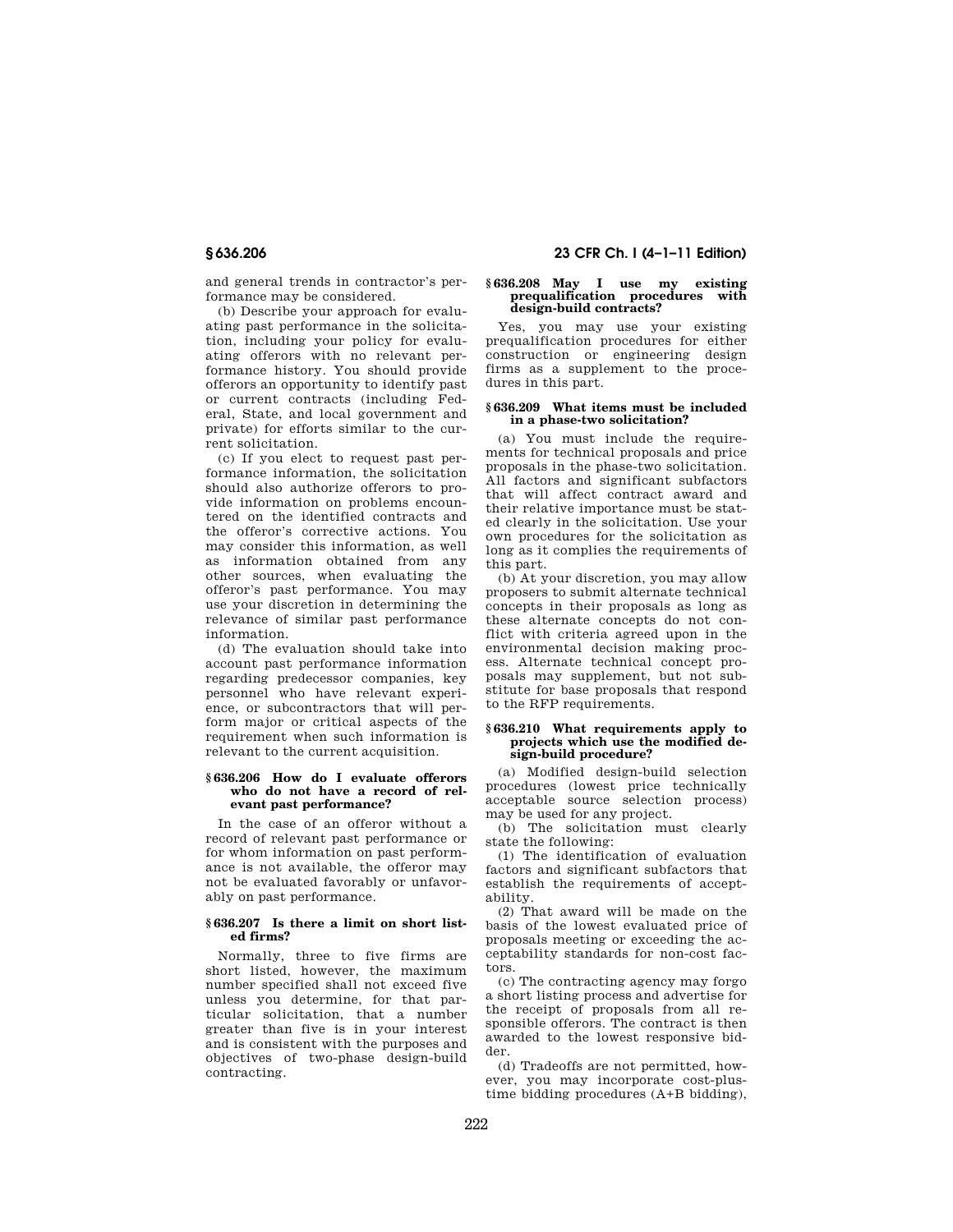and general trends in contractor's performance may be considered.

(b) Describe your approach for evaluating past performance in the solicitation, including your policy for evaluating offerors with no relevant performance history. You should provide offerors an opportunity to identify past or current contracts (including Federal, State, and local government and private) for efforts similar to the current solicitation.

(c) If you elect to request past performance information, the solicitation should also authorize offerors to provide information on problems encountered on the identified contracts and the offeror's corrective actions. You may consider this information, as well as information obtained from any other sources, when evaluating the offeror's past performance. You may use your discretion in determining the relevance of similar past performance information.

(d) The evaluation should take into account past performance information regarding predecessor companies, key personnel who have relevant experience, or subcontractors that will perform major or critical aspects of the requirement when such information is relevant to the current acquisition.

### § 636.206 How do I evaluate offerors who do not have a record of relevant past performance?

In the case of an offeror without a record of relevant past performance or for whom information on past performance is not available, the offeror may not be evaluated favorably or unfavorably on past performance.

### § 636.207 Is there a limit on short listed firms?

Normally, three to five firms are short listed, however, the maximum number specified shall not exceed five unless you determine, for that particular solicitation, that a number greater than five is in your interest and is consistent with the purposes and objectives of two-phase design-build contracting.

### § 636.208 May I use my existing prequalification procedures with design-build contracts?

Yes, you may use your existing prequalification procedures for either construction or engineering design firms as a supplement to the procedures in this part.

### § 636.209 What items must be included in a phase-two solicitation?

(a) You must include the requirements for technical proposals and price proposals in the phase-two solicitation. All factors and significant subfactors that will affect contract award and their relative importance must be stated clearly in the solicitation. Use your own procedures for the solicitation as long as it complies the requirements of this part.

(b) At your discretion, you may allow proposers to submit alternate technical concepts in their proposals as long as these alternate concepts do not conflict with criteria agreed upon in the environmental decision making process. Alternate technical concept proposals may supplement, but not substitute for base proposals that respond to the RFP requirements.

### § 636.210 What requirements apply to projects which use the modified design-build procedure?

(a) Modified design-build selection procedures (lowest price technically acceptable source selection process) may be used for any project.

(b) The solicitation must clearly state the following:

(1) The identification of evaluation factors and significant subfactors that establish the requirements of acceptability.

(2) That award will be made on the basis of the lowest evaluated price of proposals meeting or exceeding the acceptability standards for non-cost factors.

(c) The contracting agency may forgo a short listing process and advertise for the receipt of proposals from all responsible offerors. The contract is then awarded to the lowest responsive bidder.

(d) Tradeoffs are not permitted, however, you may incorporate cost-plus-time bidding procedures (A+B bidding),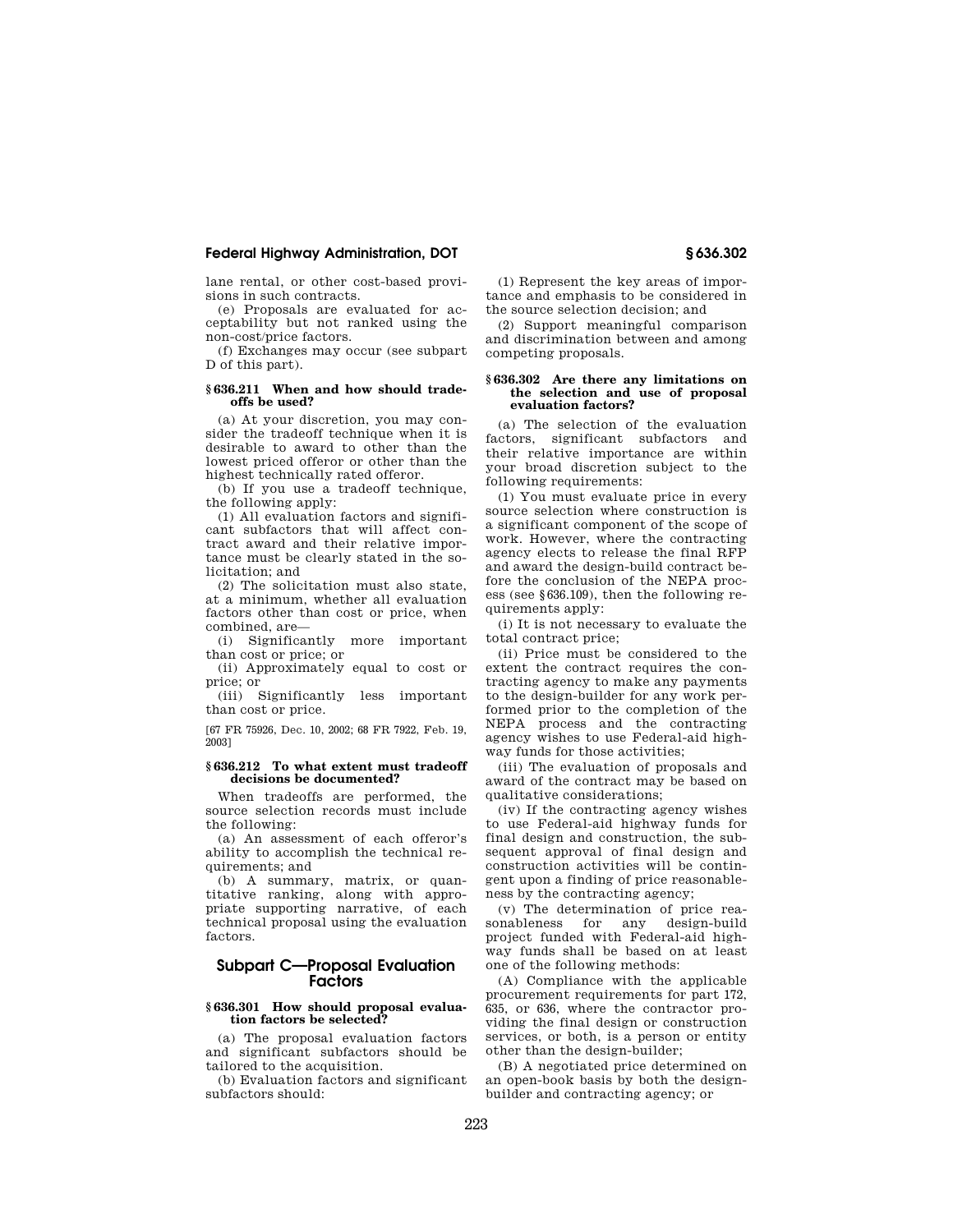lane rental, or other cost-based provisions in such contracts.

(e) Proposals are evaluated for acceptability but not ranked using the non-cost/price factors.

(f) Exchanges may occur (see subpart D of this part).

### § 636.211 When and how should tradeoffs be used?

(a) At your discretion, you may consider the tradeoff technique when it is desirable to award to other than the lowest priced offeror or other than the highest technically rated offeror.

(b) If you use a tradeoff technique, the following apply:

(1) All evaluation factors and significant subfactors that will affect contract award and their relative importance must be clearly stated in the solicitation; and

(2) The solicitation must also state, at a minimum, whether all evaluation factors other than cost or price, when combined, are—

(i) Significantly more important than cost or price; or

(ii) Approximately equal to cost or price; or

(iii) Significantly less important than cost or price.

[67 FR 75926, Dec. 10, 2002; 68 FR 7922, Feb. 19, 2003]

### § 636.212 To what extent must tradeoff decisions be documented?

When tradeoffs are performed, the source selection records must include the following:

(a) An assessment of each offeror's ability to accomplish the technical requirements; and

(b) A summary, matrix, or quantitative ranking, along with appropriate supporting narrative, of each technical proposal using the evaluation factors.

## Subpart C—Proposal Evaluation Factors

### § 636.301 How should proposal evaluation factors be selected?

(a) The proposal evaluation factors and significant subfactors should be tailored to the acquisition.

(b) Evaluation factors and significant subfactors should:

(1) Represent the key areas of importance and emphasis to be considered in the source selection decision; and

(2) Support meaningful comparison and discrimination between and among competing proposals.

### § 636.302 Are there any limitations on the selection and use of proposal evaluation factors?

(a) The selection of the evaluation factors, significant subfactors and their relative importance are within your broad discretion subject to the following requirements:

(1) You must evaluate price in every source selection where construction is a significant component of the scope of work. However, where the contracting agency elects to release the final RFP and award the design-build contract before the conclusion of the NEPA process (see § 636.109), then the following requirements apply:

(i) It is not necessary to evaluate the total contract price;

(ii) Price must be considered to the extent the contract requires the contracting agency to make any payments to the design-builder for any work performed prior to the completion of the NEPA process and the contracting agency wishes to use Federal-aid highway funds for those activities;

(iii) The evaluation of proposals and award of the contract may be based on qualitative considerations;

(iv) If the contracting agency wishes to use Federal-aid highway funds for final design and construction, the subsequent approval of final design and construction activities will be contingent upon a finding of price reasonableness by the contracting agency;

(v) The determination of price reasonableness for any design-build project funded with Federal-aid highway funds shall be based on at least one of the following methods:

(A) Compliance with the applicable procurement requirements for part 172, 635, or 636, where the contractor providing the final design or construction services, or both, is a person or entity other than the design-builder;

(B) A negotiated price determined on an open-book basis by both the design-builder and contracting agency; or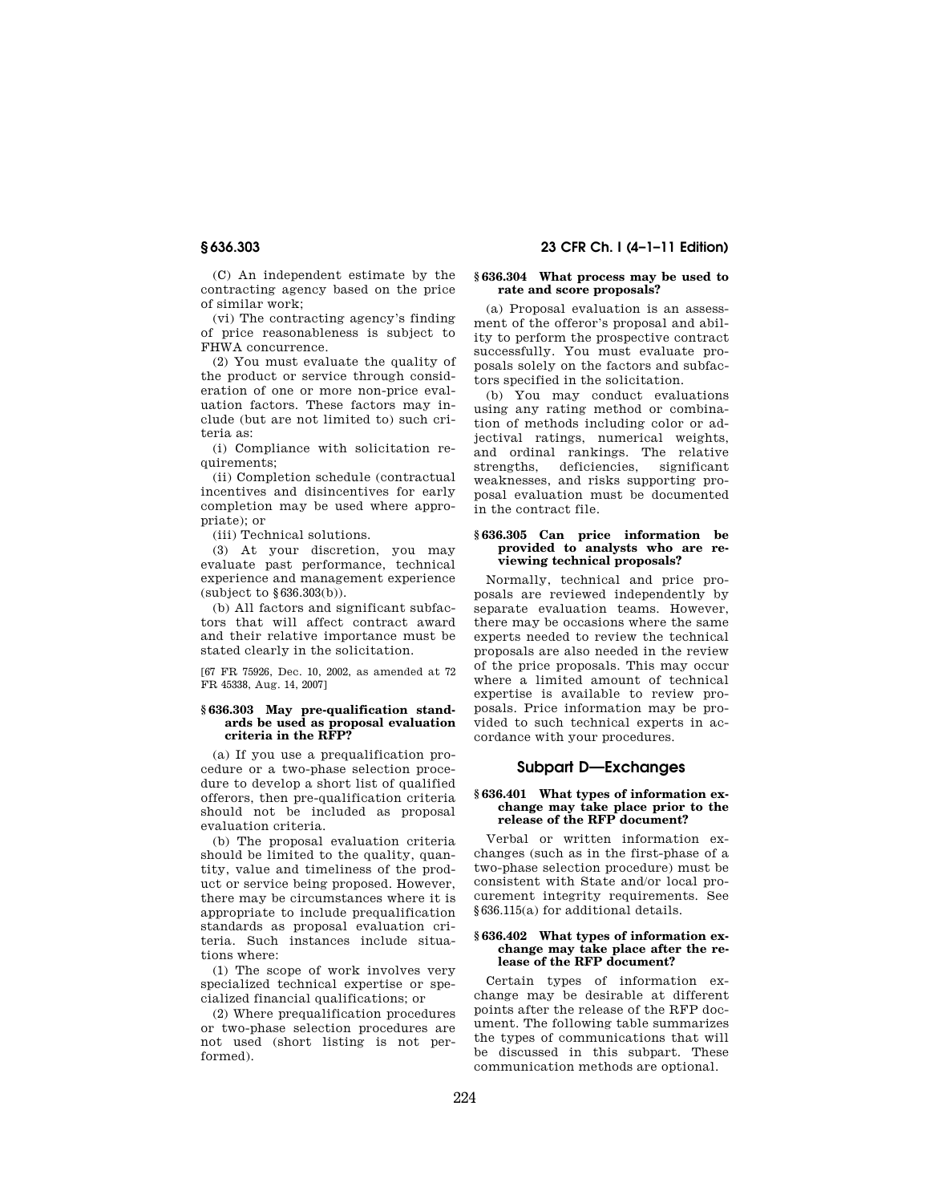(C) An independent estimate by the contracting agency based on the price of similar work;

(vi) The contracting agency's finding of price reasonableness is subject to FHWA concurrence.

(2) You must evaluate the quality of the product or service through consideration of one or more non-price evaluation factors. These factors may include (but are not limited to) such criteria as:

(i) Compliance with solicitation requirements;

(ii) Completion schedule (contractual incentives and disincentives for early completion may be used where appropriate); or

(iii) Technical solutions.

(3) At your discretion, you may evaluate past performance, technical experience and management experience (subject to §636.303(b)).

(b) All factors and significant subfactors that will affect contract award and their relative importance must be stated clearly in the solicitation.

[67 FR 75926, Dec. 10, 2002, as amended at 72 FR 45338, Aug. 14, 2007]

### § 636.303 May pre-qualification standards be used as proposal evaluation criteria in the RFP?

(a) If you use a prequalification procedure or a two-phase selection procedure to develop a short list of qualified offerors, then pre-qualification criteria should not be included as proposal evaluation criteria.

(b) The proposal evaluation criteria should be limited to the quality, quantity, value and timeliness of the product or service being proposed. However, there may be circumstances where it is appropriate to include prequalification standards as proposal evaluation criteria. Such instances include situations where:

(1) The scope of work involves very specialized technical expertise or specialized financial qualifications; or

(2) Where prequalification procedures or two-phase selection procedures are not used (short listing is not performed).

### § 636.304 What process may be used to rate and score proposals?

(a) Proposal evaluation is an assessment of the offeror's proposal and ability to perform the prospective contract successfully. You must evaluate proposals solely on the factors and subfactors specified in the solicitation.

(b) You may conduct evaluations using any rating method or combination of methods including color or adjectival ratings, numerical weights, and ordinal rankings. The relative strengths, deficiencies, significant weaknesses, and risks supporting proposal evaluation must be documented in the contract file.

### § 636.305 Can price information be provided to analysts who are reviewing technical proposals?

Normally, technical and price proposals are reviewed independently by separate evaluation teams. However, there may be occasions where the same experts needed to review the technical proposals are also needed in the review of the price proposals. This may occur where a limited amount of technical expertise is available to review proposals. Price information may be provided to such technical experts in accordance with your procedures.

## Subpart D—Exchanges

### § 636.401 What types of information exchange may take place prior to the release of the RFP document?

Verbal or written information exchanges (such as in the first-phase of a two-phase selection procedure) must be consistent with State and/or local procurement integrity requirements. See §636.115(a) for additional details.

### § 636.402 What types of information exchange may take place after the release of the RFP document?

Certain types of information exchange may be desirable at different points after the release of the RFP document. The following table summarizes the types of communications that will be discussed in this subpart. These communication methods are optional.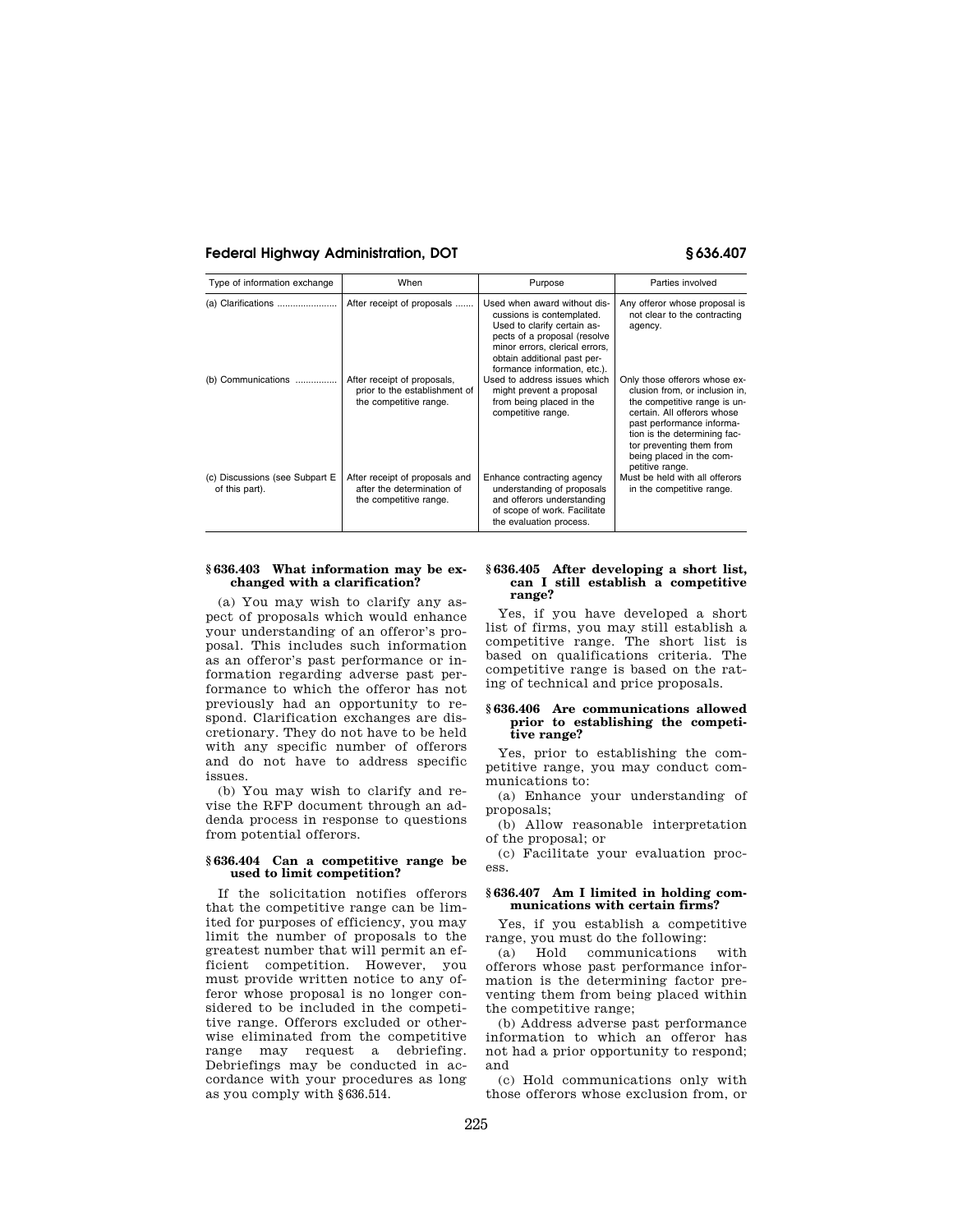| Type of information exchange | When | Purpose | Parties involved |
|---|---|---|---|
| (a) Clarifications | After receipt of proposals | Used when award without discussions is contemplated. Used to clarify certain aspects of a proposal (resolve minor errors, clerical errors, obtain additional past performance information, etc.). | Any offeror whose proposal is not clear to the contracting agency. |
| (b) Communications | After receipt of proposals, prior to the establishment of the competitive range. | Used to address issues which might prevent a proposal from being placed in the competitive range. | Only those offerors whose exclusion from, or inclusion in, the competitive range is uncertain. All offerors whose past performance information is the determining factor preventing them from being placed in the competitive range. |
| (c) Discussions (see Subpart E of this part). | After receipt of proposals and after the determination of the competitive range. | Enhance contracting agency understanding of proposals and offerors understanding of scope of work. Facilitate the evaluation process. | Must be held with all offerors in the competitive range. |

### § 636.403 What information may be exchanged with a clarification?

(a) You may wish to clarify any aspect of proposals which would enhance your understanding of an offeror's proposal. This includes such information as an offeror's past performance or information regarding adverse past performance to which the offeror has not previously had an opportunity to respond. Clarification exchanges are discretionary. They do not have to be held with any specific number of offerors and do not have to address specific issues.

(b) You may wish to clarify and revise the RFP document through an addenda process in response to questions from potential offerors.

### § 636.404 Can a competitive range be used to limit competition?

If the solicitation notifies offerors that the competitive range can be limited for purposes of efficiency, you may limit the number of proposals to the greatest number that will permit an efficient competition. However, you must provide written notice to any offeror whose proposal is no longer considered to be included in the competitive range. Offerors excluded or otherwise eliminated from the competitive range may request a debriefing. Debriefings may be conducted in accordance with your procedures as long as you comply with §636.514.

### § 636.405 After developing a short list, can I still establish a competitive range?

Yes, if you have developed a short list of firms, you may still establish a competitive range. The short list is based on qualifications criteria. The competitive range is based on the rating of technical and price proposals.

### § 636.406 Are communications allowed prior to establishing the competitive range?

Yes, prior to establishing the competitive range, you may conduct communications to:

(a) Enhance your understanding of proposals;

(b) Allow reasonable interpretation of the proposal; or

(c) Facilitate your evaluation process.

### § 636.407 Am I limited in holding communications with certain firms?

Yes, if you establish a competitive range, you must do the following:

(a) Hold communications with offerors whose past performance information is the determining factor preventing them from being placed within the competitive range;

(b) Address adverse past performance information to which an offeror has not had a prior opportunity to respond; and

(c) Hold communications only with those offerors whose exclusion from, or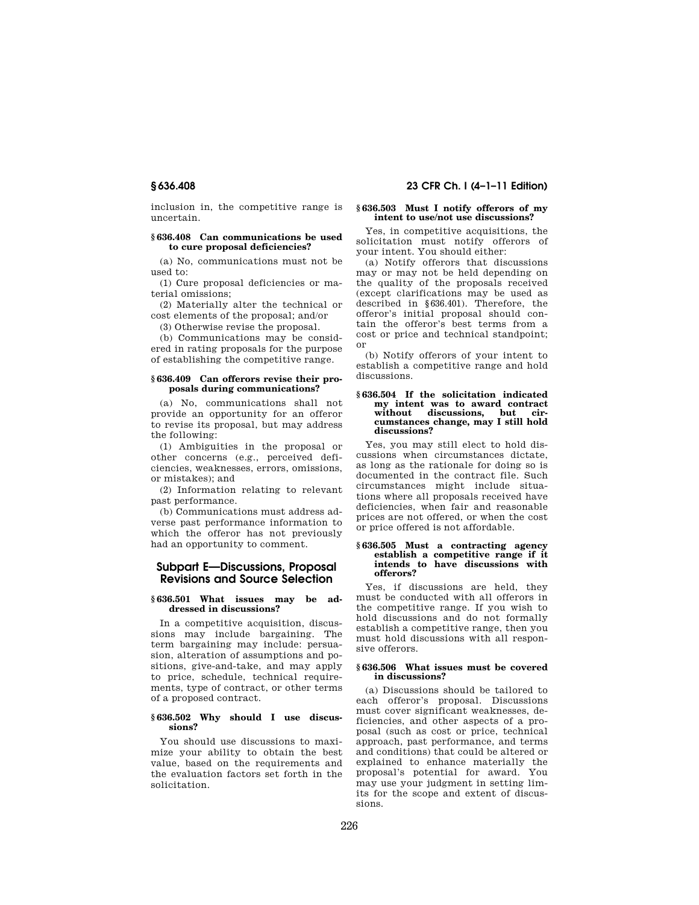inclusion in, the competitive range is uncertain.

### § 636.408 Can communications be used to cure proposal deficiencies?

(a) No, communications must not be used to:

(1) Cure proposal deficiencies or material omissions;

(2) Materially alter the technical or cost elements of the proposal; and/or

(3) Otherwise revise the proposal.

(b) Communications may be considered in rating proposals for the purpose of establishing the competitive range.

### § 636.409 Can offerors revise their proposals during communications?

(a) No, communications shall not provide an opportunity for an offeror to revise its proposal, but may address the following:

(1) Ambiguities in the proposal or other concerns (e.g., perceived deficiencies, weaknesses, errors, omissions, or mistakes); and

(2) Information relating to relevant past performance.

(b) Communications must address adverse past performance information to which the offeror has not previously had an opportunity to comment.

## Subpart E—Discussions, Proposal Revisions and Source Selection

### § 636.501 What issues may be addressed in discussions?

In a competitive acquisition, discussions may include bargaining. The term bargaining may include: persuasion, alteration of assumptions and positions, give-and-take, and may apply to price, schedule, technical requirements, type of contract, or other terms of a proposed contract.

### § 636.502 Why should I use discussions?

You should use discussions to maximize your ability to obtain the best value, based on the requirements and the evaluation factors set forth in the solicitation.

### § 636.503 Must I notify offerors of my intent to use/not use discussions?

Yes, in competitive acquisitions, the solicitation must notify offerors of your intent. You should either:

(a) Notify offerors that discussions may or may not be held depending on the quality of the proposals received (except clarifications may be used as described in §636.401). Therefore, the offeror's initial proposal should contain the offeror's best terms from a cost or price and technical standpoint; or

(b) Notify offerors of your intent to establish a competitive range and hold discussions.

### § 636.504 If the solicitation indicated my intent was to award contract without discussions, but circumstances change, may I still hold discussions?

Yes, you may still elect to hold discussions when circumstances dictate, as long as the rationale for doing so is documented in the contract file. Such circumstances might include situations where all proposals received have deficiencies, when fair and reasonable prices are not offered, or when the cost or price offered is not affordable.

### § 636.505 Must a contracting agency establish a competitive range if it intends to have discussions with offerors?

Yes, if discussions are held, they must be conducted with all offerors in the competitive range. If you wish to hold discussions and do not formally establish a competitive range, then you must hold discussions with all responsive offerors.

### § 636.506 What issues must be covered in discussions?

(a) Discussions should be tailored to each offeror's proposal. Discussions must cover significant weaknesses, deficiencies, and other aspects of a proposal (such as cost or price, technical approach, past performance, and terms and conditions) that could be altered or explained to enhance materially the proposal's potential for award. You may use your judgment in setting limits for the scope and extent of discussions.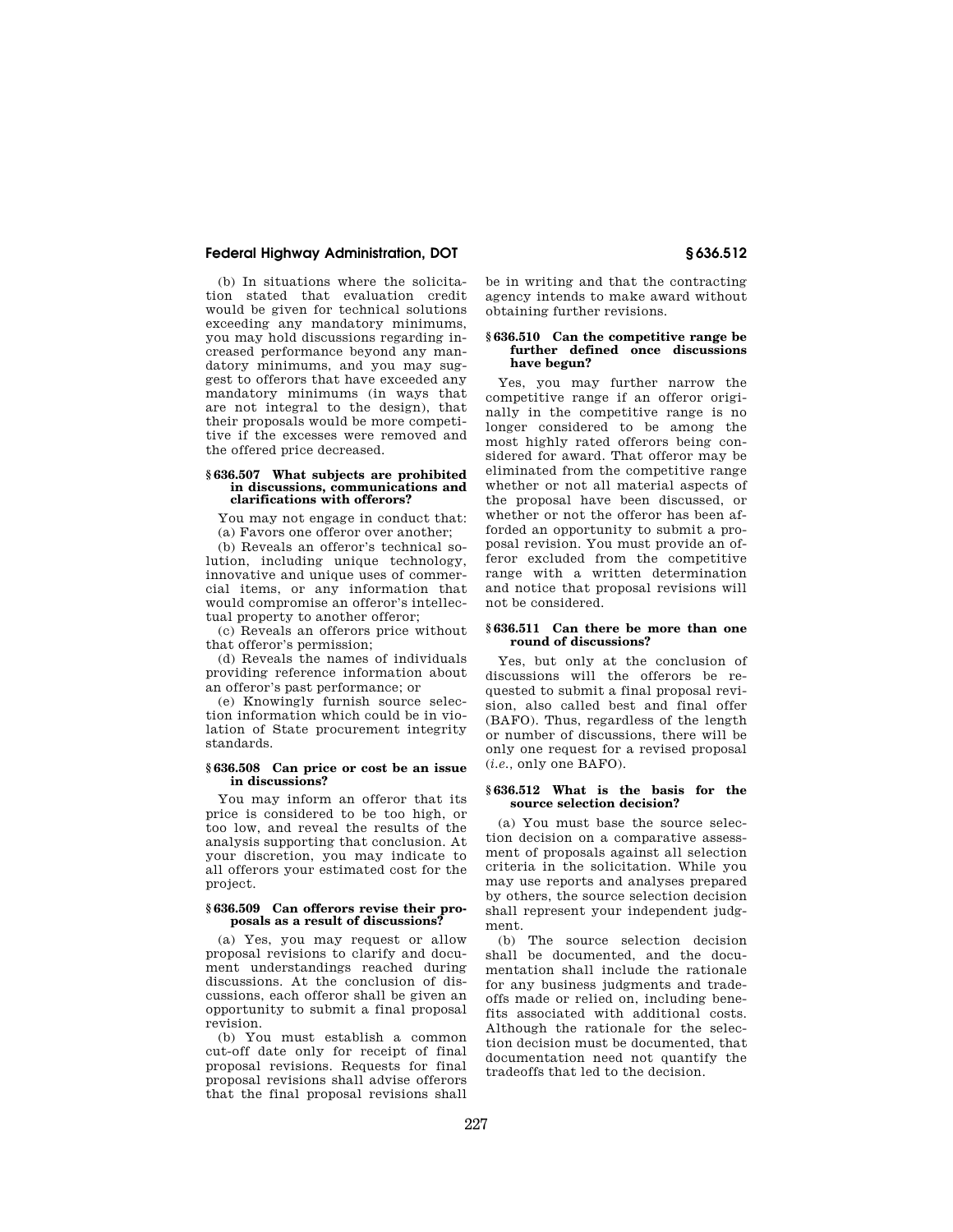(b) In situations where the solicitation stated that evaluation credit would be given for technical solutions exceeding any mandatory minimums, you may hold discussions regarding increased performance beyond any mandatory minimums, and you may suggest to offerors that have exceeded any mandatory minimums (in ways that are not integral to the design), that their proposals would be more competitive if the excesses were removed and the offered price decreased.

### § 636.507 What subjects are prohibited in discussions, communications and clarifications with offerors?

You may not engage in conduct that:

(a) Favors one offeror over another;

(b) Reveals an offeror's technical solution, including unique technology, innovative and unique uses of commercial items, or any information that would compromise an offeror's intellectual property to another offeror;

(c) Reveals an offerors price without that offeror's permission;

(d) Reveals the names of individuals providing reference information about an offeror's past performance; or

(e) Knowingly furnish source selection information which could be in violation of State procurement integrity standards.

### § 636.508 Can price or cost be an issue in discussions?

You may inform an offeror that its price is considered to be too high, or too low, and reveal the results of the analysis supporting that conclusion. At your discretion, you may indicate to all offerors your estimated cost for the project.

### § 636.509 Can offerors revise their proposals as a result of discussions?

(a) Yes, you may request or allow proposal revisions to clarify and document understandings reached during discussions. At the conclusion of discussions, each offeror shall be given an opportunity to submit a final proposal revision.

(b) You must establish a common cut-off date only for receipt of final proposal revisions. Requests for final proposal revisions shall advise offerors that the final proposal revisions shall be in writing and that the contracting agency intends to make award without obtaining further revisions.

### § 636.510 Can the competitive range be further defined once discussions have begun?

Yes, you may further narrow the competitive range if an offeror originally in the competitive range is no longer considered to be among the most highly rated offerors being considered for award. That offeror may be eliminated from the competitive range whether or not all material aspects of the proposal have been discussed, or whether or not the offeror has been afforded an opportunity to submit a proposal revision. You must provide an offeror excluded from the competitive range with a written determination and notice that proposal revisions will not be considered.

### § 636.511 Can there be more than one round of discussions?

Yes, but only at the conclusion of discussions will the offerors be requested to submit a final proposal revision, also called best and final offer (BAFO). Thus, regardless of the length or number of discussions, there will be only one request for a revised proposal (*i.e.*, only one BAFO).

### § 636.512 What is the basis for the source selection decision?

(a) You must base the source selection decision on a comparative assessment of proposals against all selection criteria in the solicitation. While you may use reports and analyses prepared by others, the source selection decision shall represent your independent judgment.

(b) The source selection decision shall be documented, and the documentation shall include the rationale for any business judgments and tradeoffs made or relied on, including benefits associated with additional costs. Although the rationale for the selection decision must be documented, that documentation need not quantify the tradeoffs that led to the decision.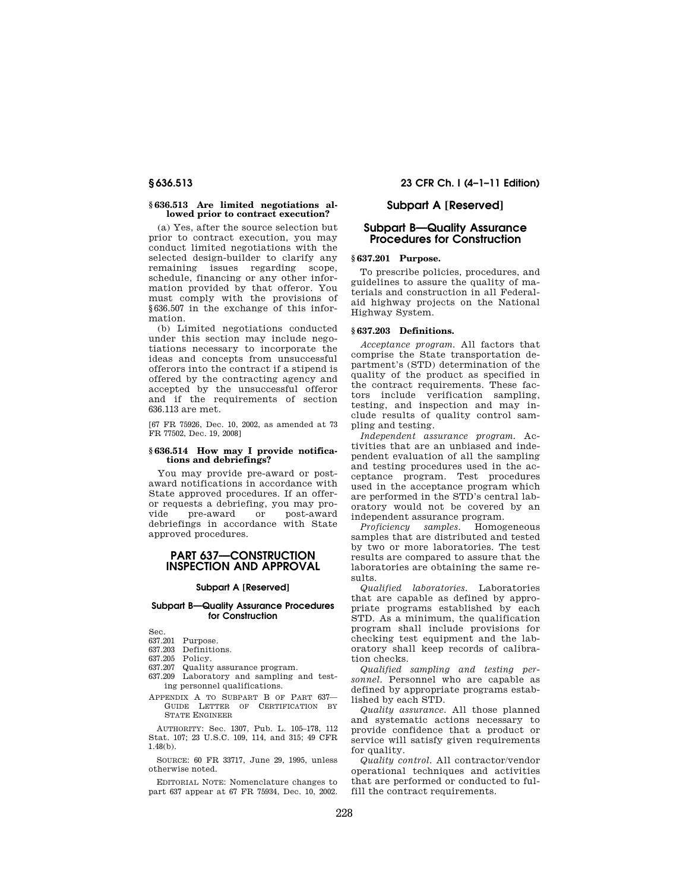### § 636.513 Are limited negotiations allowed prior to contract execution?

(a) Yes, after the source selection but prior to contract execution, you may conduct limited negotiations with the selected design-builder to clarify any remaining issues regarding scope, schedule, financing or any other information provided by that offeror. You must comply with the provisions of §636.507 in the exchange of this information.

(b) Limited negotiations conducted under this section may include negotiations necessary to incorporate the ideas and concepts from unsuccessful offerors into the contract if a stipend is offered by the contracting agency and accepted by the unsuccessful offeror and if the requirements of section 636.113 are met.

[67 FR 75926, Dec. 10, 2002, as amended at 73 FR 77502, Dec. 19, 2008]

### § 636.514 How may I provide notifications and debriefings?

You may provide pre-award or post-award notifications in accordance with State approved procedures. If an offeror requests a debriefing, you may provide pre-award or post-award debriefings in accordance with State approved procedures.

# PART 637—CONSTRUCTION INSPECTION AND APPROVAL

#### Subpart A [Reserved]

#### Subpart B—Quality Assurance Procedures for Construction

Sec.
637.201 Purpose.
637.203 Definitions.
637.205 Policy.
637.207 Quality assurance program.
637.209 Laboratory and sampling and testing personnel qualifications.
APPENDIX A TO SUBPART B OF PART 637—GUIDE LETTER OF CERTIFICATION BY STATE ENGINEER

AUTHORITY: Sec. 1307, Pub. L. 105–178, 112 Stat. 107; 23 U.S.C. 109, 114, and 315; 49 CFR 1.48(b).

SOURCE: 60 FR 33717, June 29, 1995, unless otherwise noted.

EDITORIAL NOTE: Nomenclature changes to part 637 appear at 67 FR 75934, Dec. 10, 2002.

## Subpart A [Reserved]

## Subpart B—Quality Assurance Procedures for Construction

### § 637.201 Purpose.

To prescribe policies, procedures, and guidelines to assure the quality of materials and construction in all Federal-aid highway projects on the National Highway System.

### § 637.203 Definitions.

*Acceptance program.* All factors that comprise the State transportation department's (STD) determination of the quality of the product as specified in the contract requirements. These factors include verification sampling, testing, and inspection and may include results of quality control sampling and testing.

*Independent assurance program.* Activities that are an unbiased and independent evaluation of all the sampling and testing procedures used in the acceptance program. Test procedures used in the acceptance program which are performed in the STD's central laboratory would not be covered by an independent assurance program.

*Proficiency samples.* Homogeneous samples that are distributed and tested by two or more laboratories. The test results are compared to assure that the laboratories are obtaining the same results.

*Qualified laboratories.* Laboratories that are capable as defined by appropriate programs established by each STD. As a minimum, the qualification program shall include provisions for checking test equipment and the laboratory shall keep records of calibration checks.

*Qualified sampling and testing personnel.* Personnel who are capable as defined by appropriate programs established by each STD.

*Quality assurance.* All those planned and systematic actions necessary to provide confidence that a product or service will satisfy given requirements for quality.

*Quality control.* All contractor/vendor operational techniques and activities that are performed or conducted to fulfill the contract requirements.